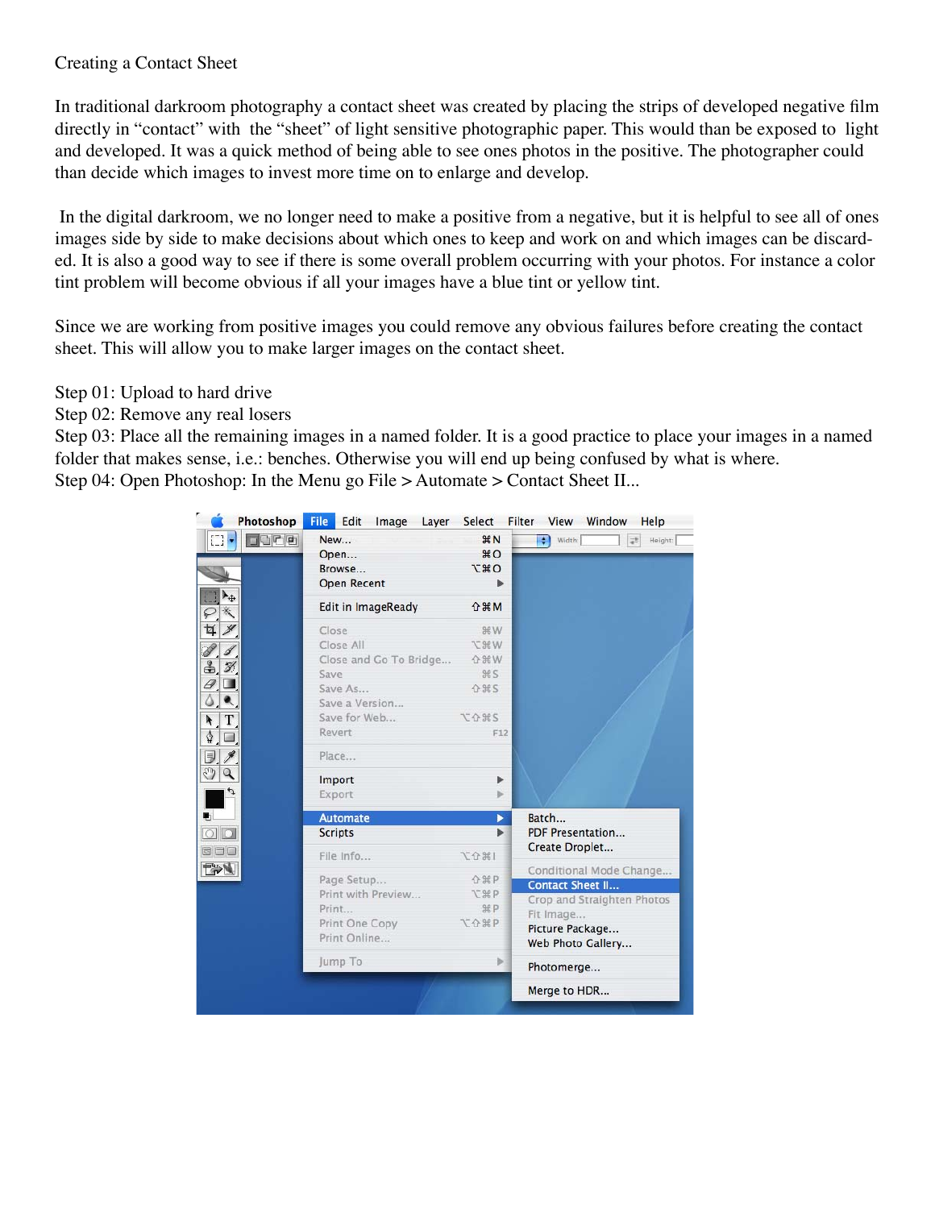Creating a Contact Sheet

In traditional darkroom photography a contact sheet was created by placing the strips of developed negative film directly in "contact" with the "sheet" of light sensitive photographic paper. This would than be exposed to light and developed. It was a quick method of being able to see ones photos in the positive. The photographer could than decide which images to invest more time on to enlarge and develop.

In the digital darkroom, we no longer need to make a positive from a negative, but it is helpful to see all of ones images side by side to make decisions about which ones to keep and work on and which images can be discarded. It is also a good way to see if there is some overall problem occurring with your photos. For instance a color tint problem will become obvious if all your images have a blue tint or yellow tint.

Since we are working from positive images you could remove any obvious failures before creating the contact sheet. This will allow you to make larger images on the contact sheet.

Step 01: Upload to hard drive  
Step 02: Remove any real losers  
Step 03: Place all the remaining images in a named folder. It is a good practice to place your images in a named folder that makes sense, i.e.: benches. Otherwise you will end up being confused by what is where.  
Step 04: Open Photoshop: In the Menu go File > Automate > Contact Sheet II...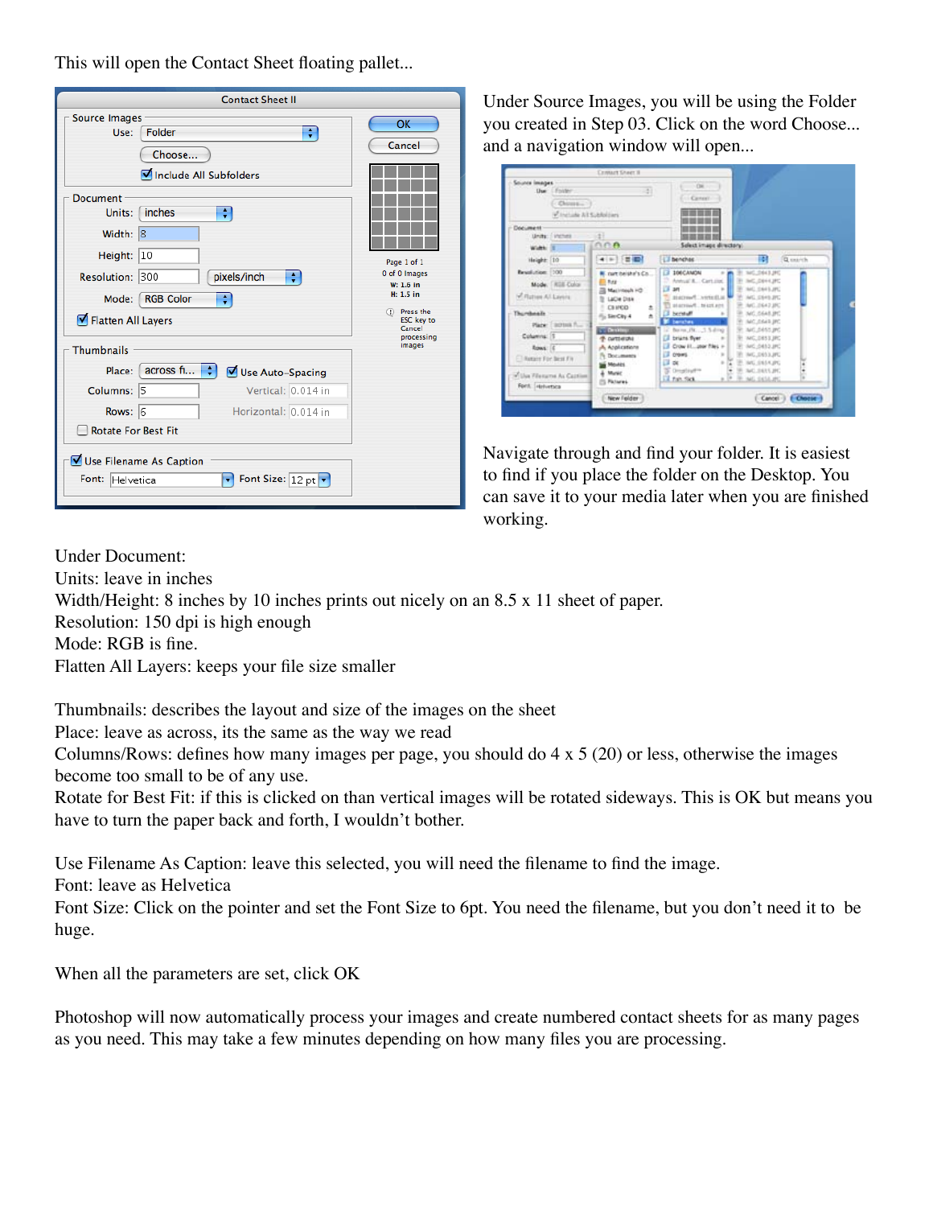This will open the Contact Sheet floating pallet...

Under Source Images, you will be using the Folder you created in Step 03. Click on the word Choose... and a navigation window will open...

Navigate through and find your folder. It is easiest to find if you place the folder on the Desktop. You can save it to your media later when you are finished working.

Under Document:
Units: leave in inches
Width/Height: 8 inches by 10 inches prints out nicely on an 8.5 x 11 sheet of paper.
Resolution: 150 dpi is high enough
Mode: RGB is fine.
Flatten All Layers: keeps your file size smaller

Thumbnails: describes the layout and size of the images on the sheet
Place: leave as across, its the same as the way we read
Columns/Rows: defines how many images per page, you should do 4 x 5 (20) or less, otherwise the images become too small to be of any use.
Rotate for Best Fit: if this is clicked on than vertical images will be rotated sideways. This is OK but means you have to turn the paper back and forth, I wouldn't bother.

Use Filename As Caption: leave this selected, you will need the filename to find the image.
Font: leave as Helvetica
Font Size: Click on the pointer and set the Font Size to 6pt. You need the filename, but you don't need it to be huge.

When all the parameters are set, click OK

Photoshop will now automatically process your images and create numbered contact sheets for as many pages as you need. This may take a few minutes depending on how many files you are processing.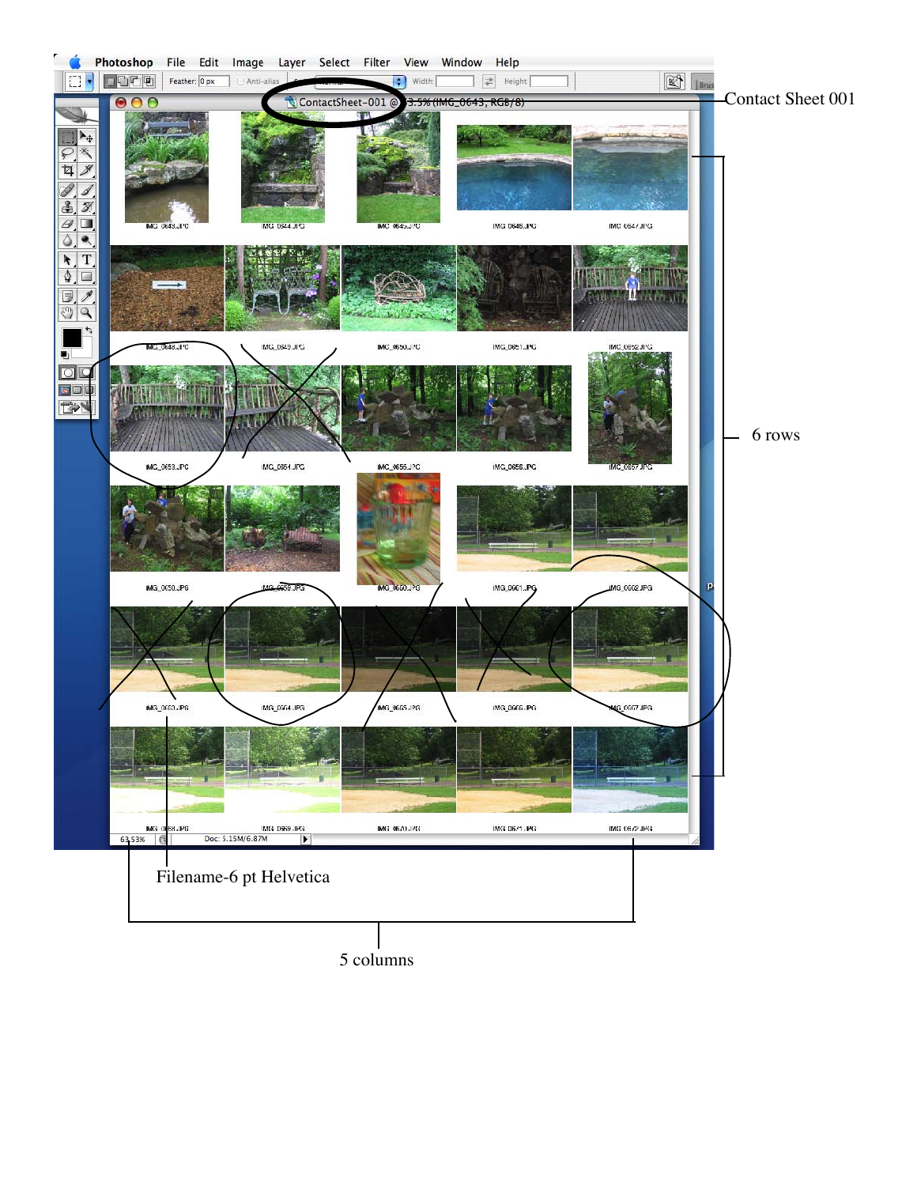Contact Sheet 001

6 rows

Filename-6 pt Helvetica

5 columns